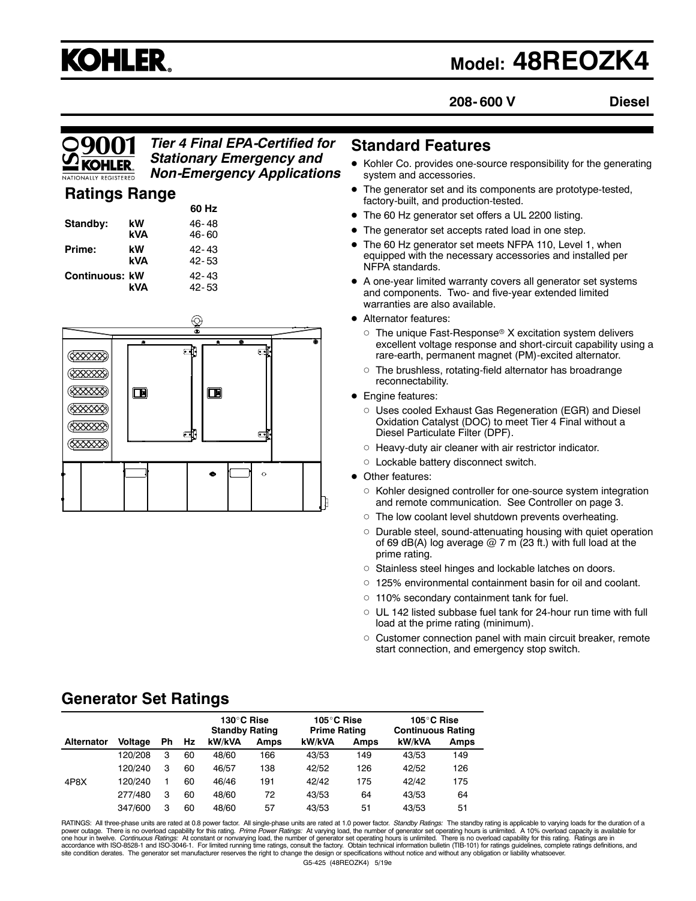# KOHLER

## Model: 48REOZK4

**208-600 V** **Diesel**

ISO 9001 KOHLER NATIONALLY REGISTERED

***Tier 4 Final EPA-Certified for Stationary Emergency and Non-Emergency Applications***

## Ratings Range

| | | 60 Hz |
|---|---|---|
| **Standby:** | **kW** | 46-48 |
| | **kVA** | 46-60 |
| **Prime:** | **kW** | 42-43 |
| | **kVA** | 42-53 |
| **Continuous:** | **kW** | 42-43 |
| | **kVA** | 42-53 |

## Standard Features

- Kohler Co. provides one-source responsibility for the generating system and accessories.
- The generator set and its components are prototype-tested, factory-built, and production-tested.
- The 60 Hz generator set offers a UL 2200 listing.
- The generator set accepts rated load in one step.
- The 60 Hz generator set meets NFPA 110, Level 1, when equipped with the necessary accessories and installed per NFPA standards.
- A one-year limited warranty covers all generator set systems and components. Two- and five-year extended limited warranties are also available.
- Alternator features:
  - The unique Fast-Response® X excitation system delivers excellent voltage response and short-circuit capability using a rare-earth, permanent magnet (PM)-excited alternator.
  - The brushless, rotating-field alternator has broadrange reconnectability.
- Engine features:
  - Uses cooled Exhaust Gas Regeneration (EGR) and Diesel Oxidation Catalyst (DOC) to meet Tier 4 Final without a Diesel Particulate Filter (DPF).
  - Heavy-duty air cleaner with air restrictor indicator.
  - Lockable battery disconnect switch.
- Other features:
  - Kohler designed controller for one-source system integration and remote communication. See Controller on page 3.
  - The low coolant level shutdown prevents overheating.
  - Durable steel, sound-attenuating housing with quiet operation of 69 dB(A) log average @ 7 m (23 ft.) with full load at the prime rating.
  - Stainless steel hinges and lockable latches on doors.
  - 125% environmental containment basin for oil and coolant.
  - 110% secondary containment tank for fuel.
  - UL 142 listed subbase fuel tank for 24-hour run time with full load at the prime rating (minimum).
  - Customer connection panel with main circuit breaker, remote start connection, and emergency stop switch.

## Generator Set Ratings

| | | | | 130°C Rise Standby Rating | | 105°C Rise Prime Rating | | 105°C Rise Continuous Rating | |
|---|---|---|---|---|---|---|---|---|---|
| **Alternator** | **Voltage** | **Ph** | **Hz** | **kW/kVA** | **Amps** | **kW/kVA** | **Amps** | **kW/kVA** | **Amps** |
| 4P8X | 120/208 | 3 | 60 | 48/60 | 166 | 43/53 | 149 | 43/53 | 149 |
| | 120/240 | 3 | 60 | 46/57 | 138 | 42/52 | 126 | 42/52 | 126 |
| | 120/240 | 1 | 60 | 46/46 | 191 | 42/42 | 175 | 42/42 | 175 |
| | 277/480 | 3 | 60 | 48/60 | 72 | 43/53 | 64 | 43/53 | 64 |
| | 347/600 | 3 | 60 | 48/60 | 57 | 43/53 | 51 | 43/53 | 51 |

RATINGS: All three-phase units are rated at 0.8 power factor. All single-phase units are rated at 1.0 power factor. *Standby Ratings:* The standby rating is applicable to varying loads for the duration of a power outage. There is no overload capability for this rating. *Prime Power Ratings:* At varying load, the number of generator set operating hours is unlimited. A 10% overload capacity is available for one hour in twelve. *Continuous Ratings:* At constant or nonvarying load, the number of generator set operating hours is unlimited. There is no overload capability for this rating. Ratings are in accordance with ISO-8528-1 and ISO-3046-1. For limited running time ratings, consult the factory. Obtain technical information bulletin (TIB-101) for ratings guidelines, complete ratings definitions, and site condition derates. The generator set manufacturer reserves the right to change the design or specifications without notice and without any obligation or liability whatsoever.

G5-425 (48REOZK4) 5/19e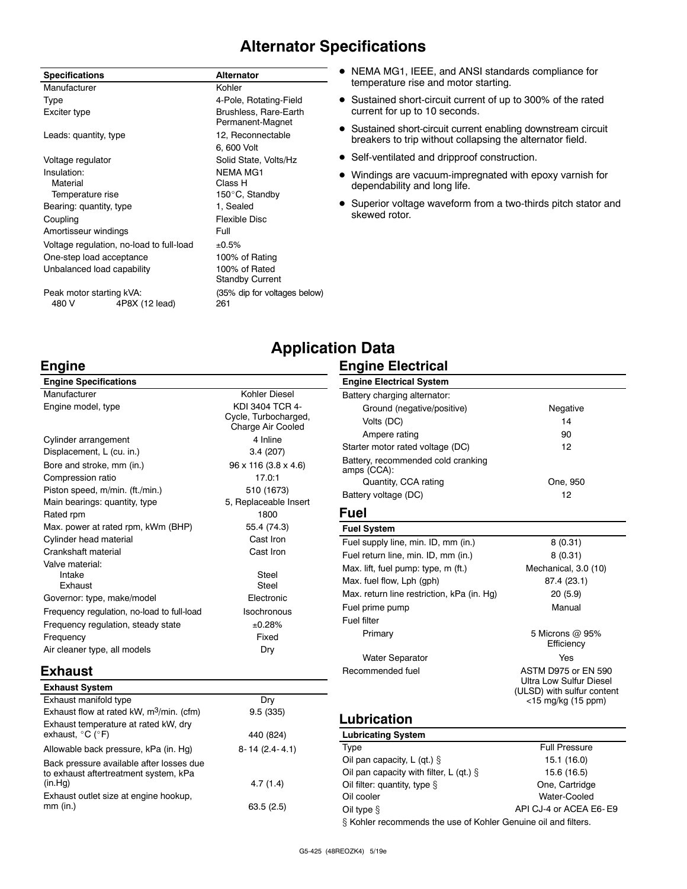# Alternator Specifications

| Specifications | Alternator |
|---|---|
| Manufacturer | Kohler |
| Type | 4-Pole, Rotating-Field |
| Exciter type | Brushless, Rare-Earth Permanent-Magnet |
| Leads: quantity, type | 12, Reconnectable<br>6, 600 Volt |
| Voltage regulator | Solid State, Volts/Hz |
| Insulation: | NEMA MG1 |
| Material | Class H |
| Temperature rise | 150°C, Standby |
| Bearing: quantity, type | 1, Sealed |
| Coupling | Flexible Disc |
| Amortisseur windings | Full |
| Voltage regulation, no-load to full-load | ±0.5% |
| One-step load acceptance | 100% of Rating |
| Unbalanced load capability | 100% of Rated Standby Current |
| Peak motor starting kVA: | (35% dip for voltages below) |
| 480 V 4P8X (12 lead) | 261 |

- NEMA MG1, IEEE, and ANSI standards compliance for temperature rise and motor starting.
- Sustained short-circuit current of up to 300% of the rated current for up to 10 seconds.
- Sustained short-circuit current enabling downstream circuit breakers to trip without collapsing the alternator field.
- Self-ventilated and dripproof construction.
- Windings are vacuum-impregnated with epoxy varnish for dependability and long life.
- Superior voltage waveform from a two-thirds pitch stator and skewed rotor.

# Application Data

## Engine

| Engine Specifications | |
|---|---|
| Manufacturer | Kohler Diesel |
| Engine model, type | KDI 3404 TCR 4-Cycle, Turbocharged, Charge Air Cooled |
| Cylinder arrangement | 4 Inline |
| Displacement, L (cu. in.) | 3.4 (207) |
| Bore and stroke, mm (in.) | 96 x 116 (3.8 x 4.6) |
| Compression ratio | 17.0:1 |
| Piston speed, m/min. (ft./min.) | 510 (1673) |
| Main bearings: quantity, type | 5, Replaceable Insert |
| Rated rpm | 1800 |
| Max. power at rated rpm, kWm (BHP) | 55.4 (74.3) |
| Cylinder head material | Cast Iron |
| Crankshaft material | Cast Iron |
| Valve material: | |
| Intake | Steel |
| Exhaust | Steel |
| Governor: type, make/model | Electronic |
| Frequency regulation, no-load to full-load | Isochronous |
| Frequency regulation, steady state | ±0.28% |
| Frequency | Fixed |
| Air cleaner type, all models | Dry |

## Exhaust

| Exhaust System | |
|---|---|
| Exhaust manifold type | Dry |
| Exhaust flow at rated kW, $m^3$/min. (cfm) | 9.5 (335) |
| Exhaust temperature at rated kW, dry exhaust, °C (°F) | 440 (824) |
| Allowable back pressure, kPa (in. Hg) | 8-14 (2.4-4.1) |
| Back pressure available after losses due to exhaust aftertreatment system, kPa (in.Hg) | 4.7 (1.4) |
| Exhaust outlet size at engine hookup, mm (in.) | 63.5 (2.5) |

## Engine Electrical

| Engine Electrical System | |
|---|---|
| Battery charging alternator: | |
| Ground (negative/positive) | Negative |
| Volts (DC) | 14 |
| Ampere rating | 90 |
| Starter motor rated voltage (DC) | 12 |
| Battery, recommended cold cranking amps (CCA): | |
| Quantity, CCA rating | One, 950 |
| Battery voltage (DC) | 12 |

## Fuel

| Fuel System | |
|---|---|
| Fuel supply line, min. ID, mm (in.) | 8 (0.31) |
| Fuel return line, min. ID, mm (in.) | 8 (0.31) |
| Max. lift, fuel pump: type, m (ft.) | Mechanical, 3.0 (10) |
| Max. fuel flow, Lph (gph) | 87.4 (23.1) |
| Max. return line restriction, kPa (in. Hg) | 20 (5.9) |
| Fuel prime pump | Manual |
| Fuel filter | |
| Primary | 5 Microns @ 95% Efficiency |
| Water Separator | Yes |
| Recommended fuel | ASTM D975 or EN 590 Ultra Low Sulfur Diesel (ULSD) with sulfur content <15 mg/kg (15 ppm) |

## Lubrication

| Lubricating System | |
|---|---|
| Type | Full Pressure |
| Oil pan capacity, L (qt.) § | 15.1 (16.0) |
| Oil pan capacity with filter, L (qt.) § | 15.6 (16.5) |
| Oil filter: quantity, type § | One, Cartridge |
| Oil cooler | Water-Cooled |
| Oil type § | API CJ-4 or ACEA E6-E9 |

§ Kohler recommends the use of Kohler Genuine oil and filters.

G5-425 (48REOZK4) 5/19e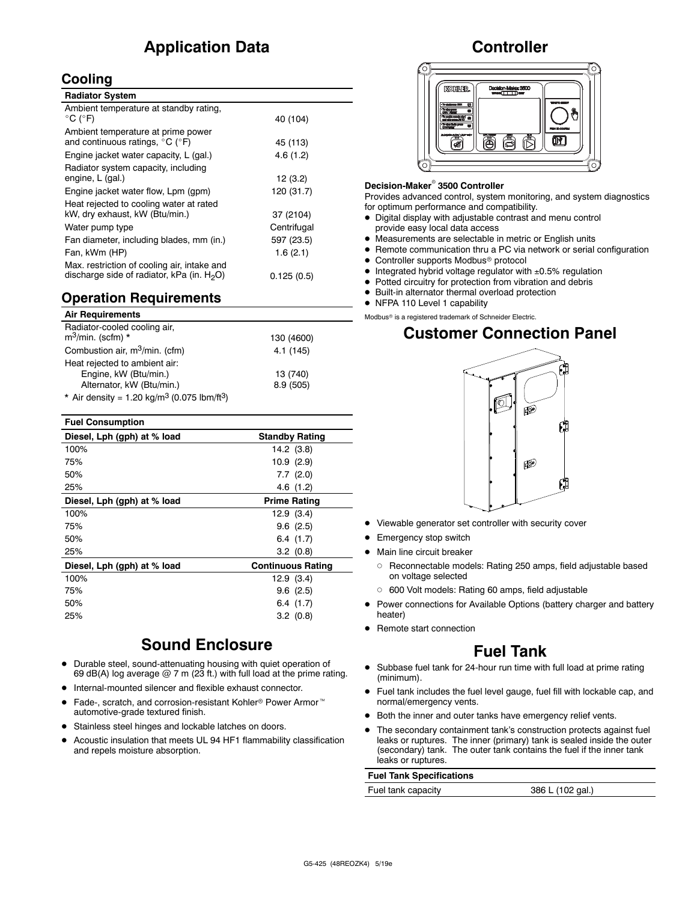## Application Data

### Cooling

| Radiator System | |
|---|---|
| Ambient temperature at standby rating, °C (°F) | 40 (104) |
| Ambient temperature at prime power and continuous ratings, °C (°F) | 45 (113) |
| Engine jacket water capacity, L (gal.) | 4.6 (1.2) |
| Radiator system capacity, including engine, L (gal.) | 12 (3.2) |
| Engine jacket water flow, Lpm (gpm) | 120 (31.7) |
| Heat rejected to cooling water at rated kW, dry exhaust, kW (Btu/min.) | 37 (2104) |
| Water pump type | Centrifugal |
| Fan diameter, including blades, mm (in.) | 597 (23.5) |
| Fan, kWm (HP) | 1.6 (2.1) |
| Max. restriction of cooling air, intake and discharge side of radiator, kPa (in. $H_2O$) | 0.125 (0.5) |

### Operation Requirements

| Air Requirements | |
|---|---|
| Radiator-cooled cooling air, $m^3$/min. (scfm) * | 130 (4600) |
| Combustion air, $m^3$/min. (cfm) | 4.1 (145) |
| Heat rejected to ambient air: | |
| Engine, kW (Btu/min.) | 13 (740) |
| Alternator, kW (Btu/min.) | 8.9 (505) |

* Air density = 1.20 kg/$m^3$ (0.075 lbm/$ft^3$)

| Fuel Consumption | |
|---|---|
| **Diesel, Lph (gph) at % load** | **Standby Rating** |
| 100% | 14.2 (3.8) |
| 75% | 10.9 (2.9) |
| 50% | 7.7 (2.0) |
| 25% | 4.6 (1.2) |
| **Diesel, Lph (gph) at % load** | **Prime Rating** |
| 100% | 12.9 (3.4) |
| 75% | 9.6 (2.5) |
| 50% | 6.4 (1.7) |
| 25% | 3.2 (0.8) |
| **Diesel, Lph (gph) at % load** | **Continuous Rating** |
| 100% | 12.9 (3.4) |
| 75% | 9.6 (2.5) |
| 50% | 6.4 (1.7) |
| 25% | 3.2 (0.8) |

## Sound Enclosure

- Durable steel, sound-attenuating housing with quiet operation of 69 dB(A) log average @ 7 m (23 ft.) with full load at the prime rating.
- Internal-mounted silencer and flexible exhaust connector.
- Fade-, scratch, and corrosion-resistant Kohler® Power Armor™ automotive-grade textured finish.
- Stainless steel hinges and lockable latches on doors.
- Acoustic insulation that meets UL 94 HF1 flammability classification and repels moisture absorption.

## Controller

**Decision-Maker® 3500 Controller**

Provides advanced control, system monitoring, and system diagnostics for optimum performance and compatibility.

- Digital display with adjustable contrast and menu control provide easy local data access
- Measurements are selectable in metric or English units
- Remote communication thru a PC via network or serial configuration
- Controller supports Modbus® protocol
- Integrated hybrid voltage regulator with ±0.5% regulation
- Potted circuitry for protection from vibration and debris
- Built-in alternator thermal overload protection
- NFPA 110 Level 1 capability

Modbus® is a registered trademark of Schneider Electric.

## Customer Connection Panel

- Viewable generator set controller with security cover
- Emergency stop switch
- Main line circuit breaker
  - Reconnectable models: Rating 250 amps, field adjustable based on voltage selected
  - 600 Volt models: Rating 60 amps, field adjustable
- Power connections for Available Options (battery charger and battery heater)
- Remote start connection

## Fuel Tank

- Subbase fuel tank for 24-hour run time with full load at prime rating (minimum).
- Fuel tank includes the fuel level gauge, fuel fill with lockable cap, and normal/emergency vents.
- Both the inner and outer tanks have emergency relief vents.
- The secondary containment tank's construction protects against fuel leaks or ruptures. The inner (primary) tank is sealed inside the outer (secondary) tank. The outer tank contains the fuel if the inner tank leaks or ruptures.

| Fuel Tank Specifications | |
|---|---|
| Fuel tank capacity | 386 L (102 gal.) |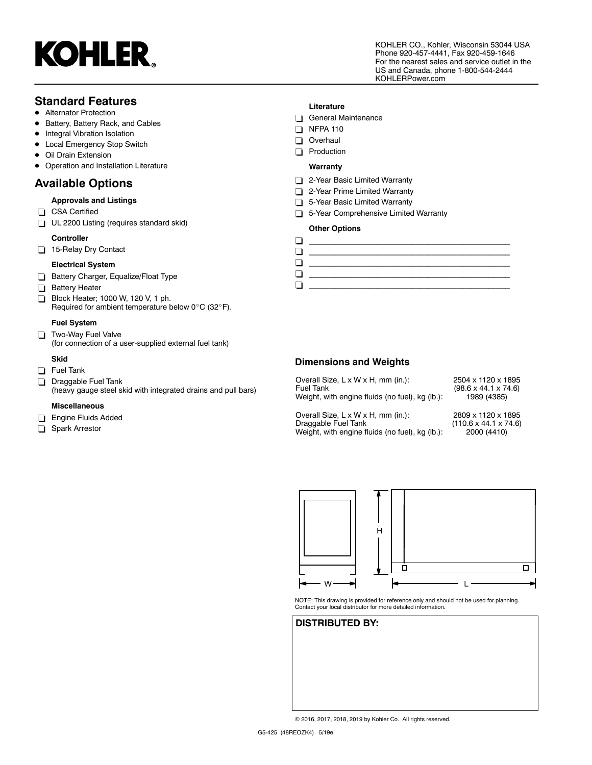KOHLER CO., Kohler, Wisconsin 53044 USA
Phone 920-457-4441, Fax 920-459-1646
For the nearest sales and service outlet in the US and Canada, phone 1-800-544-2444
KOHLERPower.com

## Standard Features

- Alternator Protection
- Battery, Battery Rack, and Cables
- Integral Vibration Isolation
- Local Emergency Stop Switch
- Oil Drain Extension
- Operation and Installation Literature

## Available Options

### Approvals and Listings

- ❑ CSA Certified
- ❑ UL 2200 Listing (requires standard skid)

### Controller

- ❑ 15-Relay Dry Contact

### Electrical System

- ❑ Battery Charger, Equalize/Float Type
- ❑ Battery Heater
- ❑ Block Heater; 1000 W, 120 V, 1 ph.
  Required for ambient temperature below 0°C (32°F).

### Fuel System

- ❑ Two-Way Fuel Valve
  (for connection of a user-supplied external fuel tank)

### Skid

- ❑ Fuel Tank
- ❑ Draggable Fuel Tank
  (heavy gauge steel skid with integrated drains and pull bars)

### Miscellaneous

- ❑ Engine Fluids Added
- ❑ Spark Arrestor

### Literature

- ❑ General Maintenance
- ❑ NFPA 110
- ❑ Overhaul
- ❑ Production

### Warranty

- ❑ 2-Year Basic Limited Warranty
- ❑ 2-Year Prime Limited Warranty
- ❑ 5-Year Basic Limited Warranty
- ❑ 5-Year Comprehensive Limited Warranty

### Other Options

- ❑ ____________________________________________
- ❑ ____________________________________________
- ❑ ____________________________________________
- ❑ ____________________________________________
- ❑ ____________________________________________

## Dimensions and Weights

| | |
|---|---|
| Overall Size, L x W x H, mm (in.): Fuel Tank | 2504 x 1120 x 1895 (98.6 x 44.1 x 74.6) |
| Weight, with engine fluids (no fuel), kg (lb.): | 1989 (4385) |
| Overall Size, L x W x H, mm (in.): Draggable Fuel Tank | 2809 x 1120 x 1895 (110.6 x 44.1 x 74.6) |
| Weight, with engine fluids (no fuel), kg (lb.): | 2000 (4410) |

H

W

L

NOTE: This drawing is provided for reference only and should not be used for planning. Contact your local distributor for more detailed information.

**DISTRIBUTED BY:**

© 2016, 2017, 2018, 2019 by Kohler Co. All rights reserved.

G5-425 (48REOZK4) 5/19e